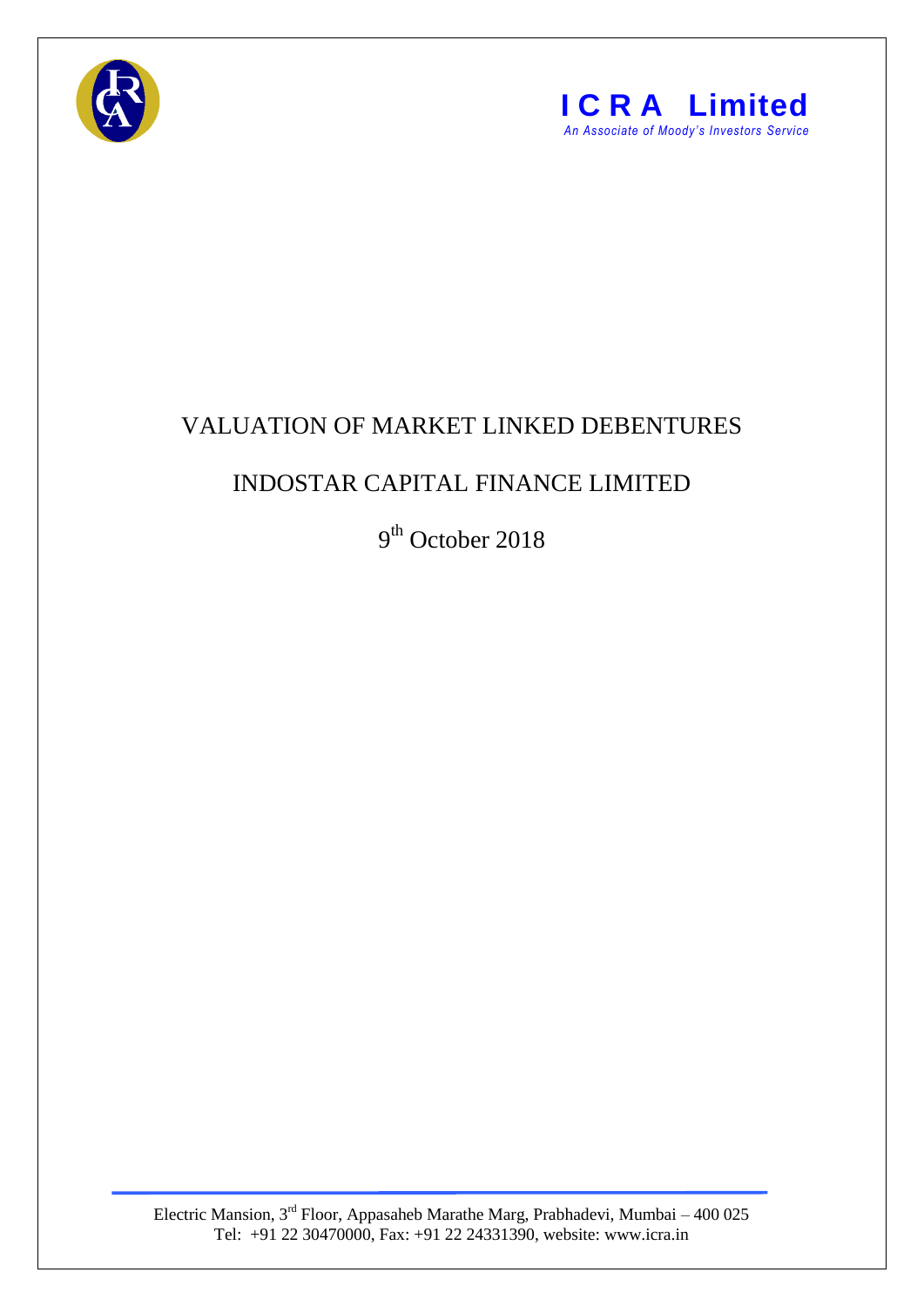**I C R A Limited**

*An Associate of Moody's Investors Service*

# VALUATION OF MARKET LINKED DEBENTURES

## INDOSTAR CAPITAL FINANCE LIMITED

9th October 2018

Electric Mansion, 3rd Floor, Appasaheb Marathe Marg, Prabhadevi, Mumbai – 400 025
Tel: +91 22 30470000, Fax: +91 22 24331390, website: www.icra.in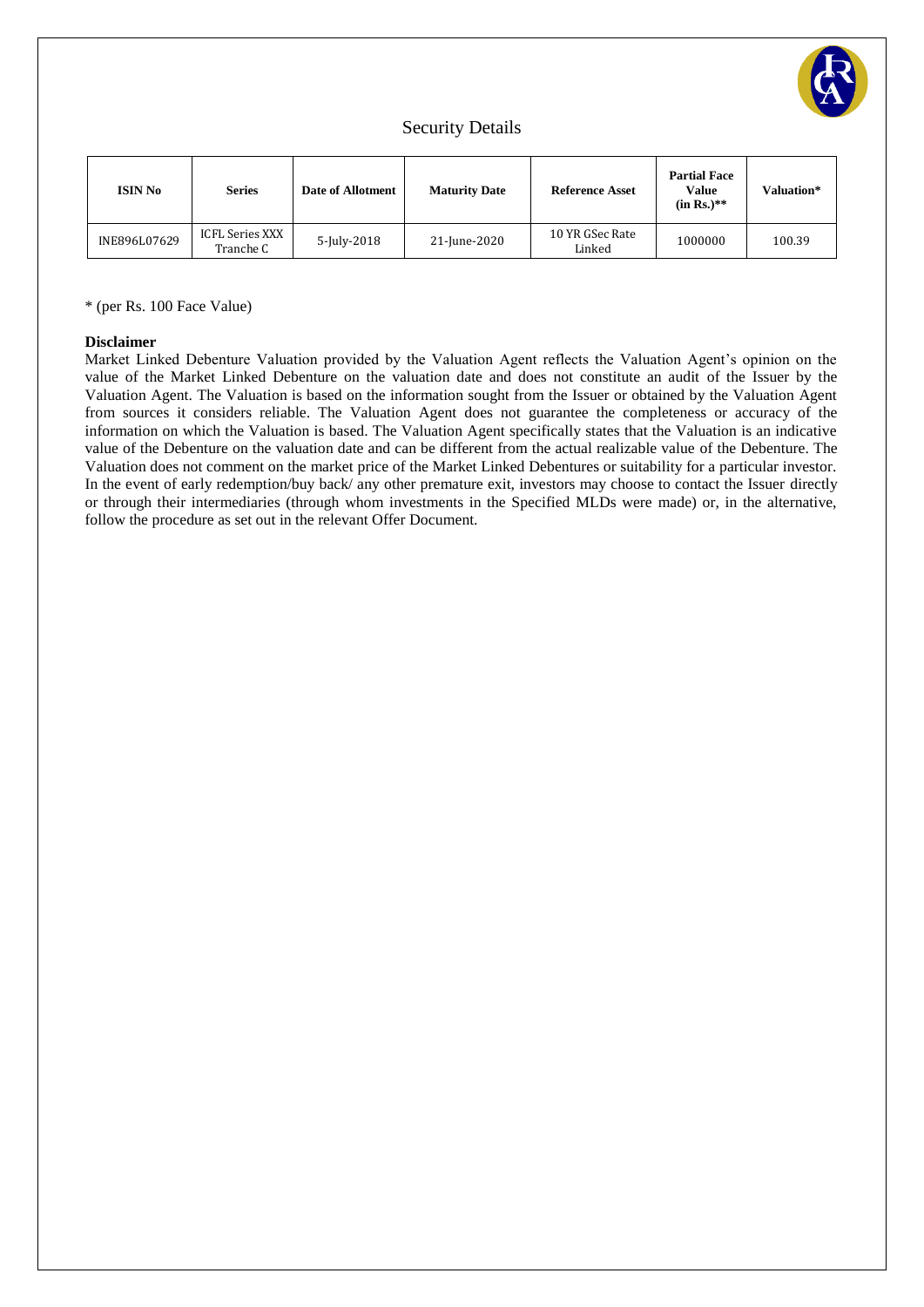## Security Details

| ISIN No | Series | Date of Allotment | Maturity Date | Reference Asset | Partial Face Value (in Rs.)** | Valuation* |
|---|---|---|---|---|---|---|
| INE896L07629 | ICFL Series XXX Tranche C | 5-July-2018 | 21-June-2020 | 10 YR GSec Rate Linked | 1000000 | 100.39 |

* (per Rs. 100 Face Value)

**Disclaimer**

Market Linked Debenture Valuation provided by the Valuation Agent reflects the Valuation Agent's opinion on the value of the Market Linked Debenture on the valuation date and does not constitute an audit of the Issuer by the Valuation Agent. The Valuation is based on the information sought from the Issuer or obtained by the Valuation Agent from sources it considers reliable. The Valuation Agent does not guarantee the completeness or accuracy of the information on which the Valuation is based. The Valuation Agent specifically states that the Valuation is an indicative value of the Debenture on the valuation date and can be different from the actual realizable value of the Debenture. The Valuation does not comment on the market price of the Market Linked Debentures or suitability for a particular investor. In the event of early redemption/buy back/ any other premature exit, investors may choose to contact the Issuer directly or through their intermediaries (through whom investments in the Specified MLDs were made) or, in the alternative, follow the procedure as set out in the relevant Offer Document.